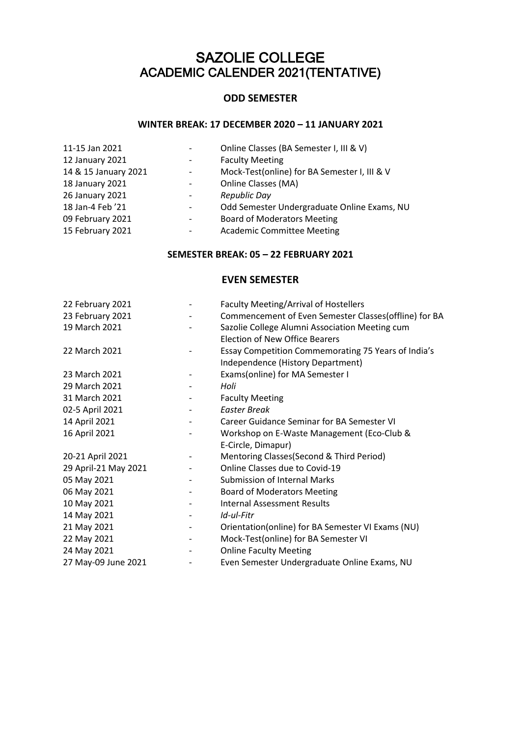# SAZOLIE COLLEGE
# ACADEMIC CALENDER 2021(TENTATIVE)

## ODD SEMESTER

### WINTER BREAK: 17 DECEMBER 2020 – 11 JANUARY 2021

| | | |
|---|---|---|
| 11-15 Jan 2021 | - | Online Classes (BA Semester I, III & V) |
| 12 January 2021 | - | Faculty Meeting |
| 14 & 15 January 2021 | - | Mock-Test(online) for BA Semester I, III & V |
| 18 January 2021 | - | Online Classes (MA) |
| 26 January 2021 | - | *Republic Day* |
| 18 Jan-4 Feb '21 | - | Odd Semester Undergraduate Online Exams, NU |
| 09 February 2021 | - | Board of Moderators Meeting |
| 15 February 2021 | - | Academic Committee Meeting |

### SEMESTER BREAK: 05 – 22 FEBRUARY 2021

## EVEN SEMESTER

| | | |
|---|---|---|
| 22 February 2021 | - | Faculty Meeting/Arrival of Hostellers |
| 23 February 2021 | - | Commencement of Even Semester Classes(offline) for BA |
| 19 March 2021 | - | Sazolie College Alumni Association Meeting cum Election of New Office Bearers |
| 22 March 2021 | - | Essay Competition Commemorating 75 Years of India's Independence (History Department) |
| 23 March 2021 | - | Exams(online) for MA Semester I |
| 29 March 2021 | - | *Holi* |
| 31 March 2021 | - | Faculty Meeting |
| 02-5 April 2021 | - | *Easter Break* |
| 14 April 2021 | - | Career Guidance Seminar for BA Semester VI |
| 16 April 2021 | - | Workshop on E-Waste Management (Eco-Club & E-Circle, Dimapur) |
| 20-21 April 2021 | - | Mentoring Classes(Second & Third Period) |
| 29 April-21 May 2021 | - | Online Classes due to Covid-19 |
| 05 May 2021 | - | Submission of Internal Marks |
| 06 May 2021 | - | Board of Moderators Meeting |
| 10 May 2021 | - | Internal Assessment Results |
| 14 May 2021 | - | *Id-ul-Fitr* |
| 21 May 2021 | - | Orientation(online) for BA Semester VI Exams (NU) |
| 22 May 2021 | - | Mock-Test(online) for BA Semester VI |
| 24 May 2021 | - | Online Faculty Meeting |
| 27 May-09 June 2021 | - | Even Semester Undergraduate Online Exams, NU |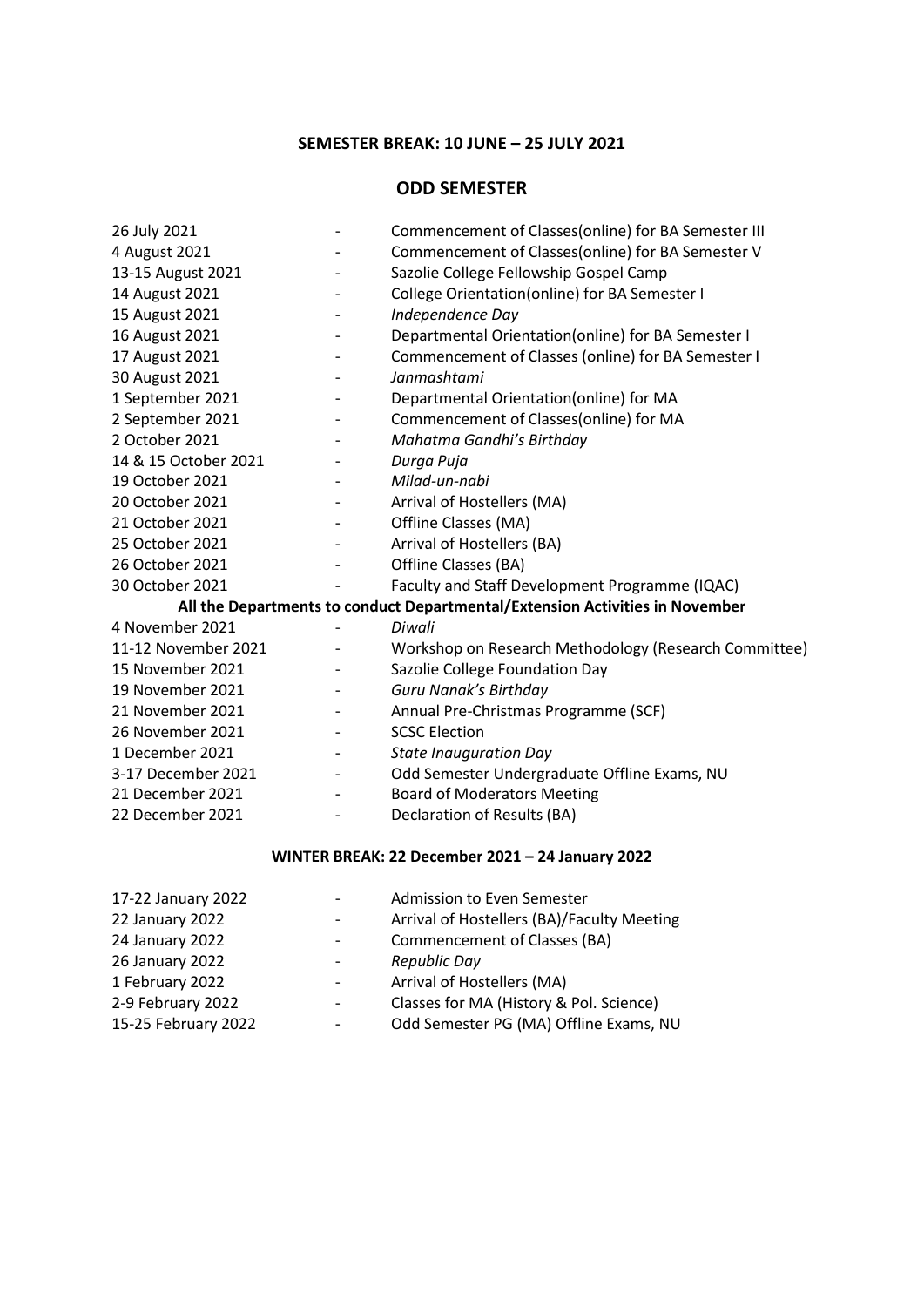**SEMESTER BREAK: 10 JUNE – 25 JULY 2021**

## ODD SEMESTER

| | | |
|---|---|---|
| 26 July 2021 | - | Commencement of Classes(online) for BA Semester III |
| 4 August 2021 | - | Commencement of Classes(online) for BA Semester V |
| 13-15 August 2021 | - | Sazolie College Fellowship Gospel Camp |
| 14 August 2021 | - | College Orientation(online) for BA Semester I |
| 15 August 2021 | - | *Independence Day* |
| 16 August 2021 | - | Departmental Orientation(online) for BA Semester I |
| 17 August 2021 | - | Commencement of Classes (online) for BA Semester I |
| 30 August 2021 | - | *Janmashtami* |
| 1 September 2021 | - | Departmental Orientation(online) for MA |
| 2 September 2021 | - | Commencement of Classes(online) for MA |
| 2 October 2021 | - | *Mahatma Gandhi's Birthday* |
| 14 & 15 October 2021 | - | *Durga Puja* |
| 19 October 2021 | - | *Milad-un-nabi* |
| 20 October 2021 | - | Arrival of Hostellers (MA) |
| 21 October 2021 | - | Offline Classes (MA) |
| 25 October 2021 | - | Arrival of Hostellers (BA) |
| 26 October 2021 | - | Offline Classes (BA) |
| 30 October 2021 | - | Faculty and Staff Development Programme (IQAC) |

**All the Departments to conduct Departmental/Extension Activities in November**

| | | |
|---|---|---|
| 4 November 2021 | - | *Diwali* |
| 11-12 November 2021 | - | Workshop on Research Methodology (Research Committee) |
| 15 November 2021 | - | Sazolie College Foundation Day |
| 19 November 2021 | - | *Guru Nanak's Birthday* |
| 21 November 2021 | - | Annual Pre-Christmas Programme (SCF) |
| 26 November 2021 | - | SCSC Election |
| 1 December 2021 | - | *State Inauguration Day* |
| 3-17 December 2021 | - | Odd Semester Undergraduate Offline Exams, NU |
| 21 December 2021 | - | Board of Moderators Meeting |
| 22 December 2021 | - | Declaration of Results (BA) |

**WINTER BREAK: 22 December 2021 – 24 January 2022**

| | | |
|---|---|---|
| 17-22 January 2022 | - | Admission to Even Semester |
| 22 January 2022 | - | Arrival of Hostellers (BA)/Faculty Meeting |
| 24 January 2022 | - | Commencement of Classes (BA) |
| 26 January 2022 | - | *Republic Day* |
| 1 February 2022 | - | Arrival of Hostellers (MA) |
| 2-9 February 2022 | - | Classes for MA (History & Pol. Science) |
| 15-25 February 2022 | - | Odd Semester PG (MA) Offline Exams, NU |